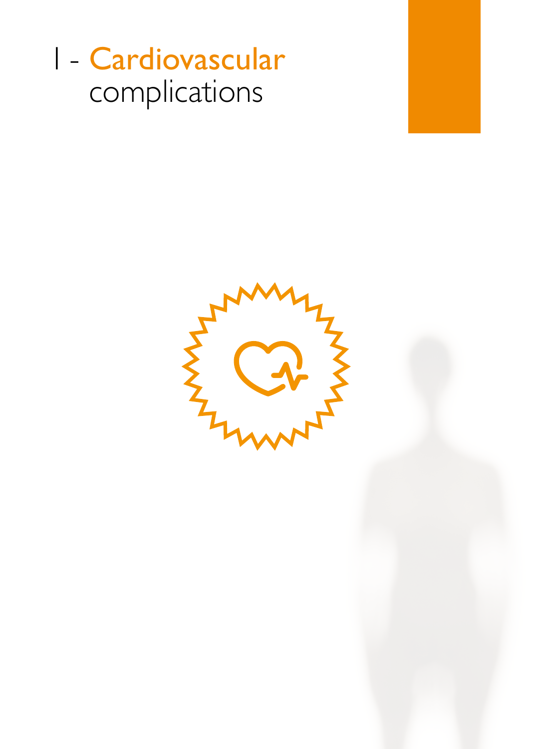# 1 - Cardiovascular complications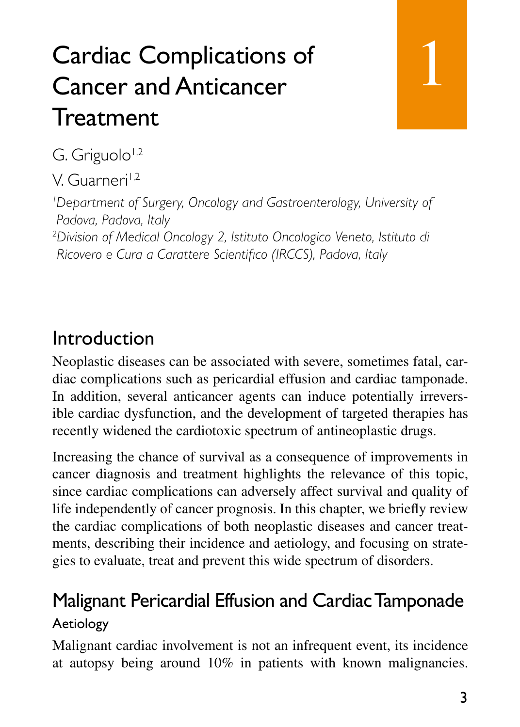# Cardiac Complications of Cancer and Anticancer Treatment

1

G. Griguolo[1,2]

V. Guarneri[1,2]

[1]*Department of Surgery, Oncology and Gastroenterology, University of Padova, Padova, Italy*

[2]*Division of Medical Oncology 2, Istituto Oncologico Veneto, Istituto di Ricovero e Cura a Carattere Scientifico (IRCCS), Padova, Italy*

## Introduction

Neoplastic diseases can be associated with severe, sometimes fatal, cardiac complications such as pericardial effusion and cardiac tamponade. In addition, several anticancer agents can induce potentially irreversible cardiac dysfunction, and the development of targeted therapies has recently widened the cardiotoxic spectrum of antineoplastic drugs.

Increasing the chance of survival as a consequence of improvements in cancer diagnosis and treatment highlights the relevance of this topic, since cardiac complications can adversely affect survival and quality of life independently of cancer prognosis. In this chapter, we briefly review the cardiac complications of both neoplastic diseases and cancer treatments, describing their incidence and aetiology, and focusing on strategies to evaluate, treat and prevent this wide spectrum of disorders.

## Malignant Pericardial Effusion and Cardiac Tamponade

### Aetiology

Malignant cardiac involvement is not an infrequent event, its incidence at autopsy being around 10% in patients with known malignancies.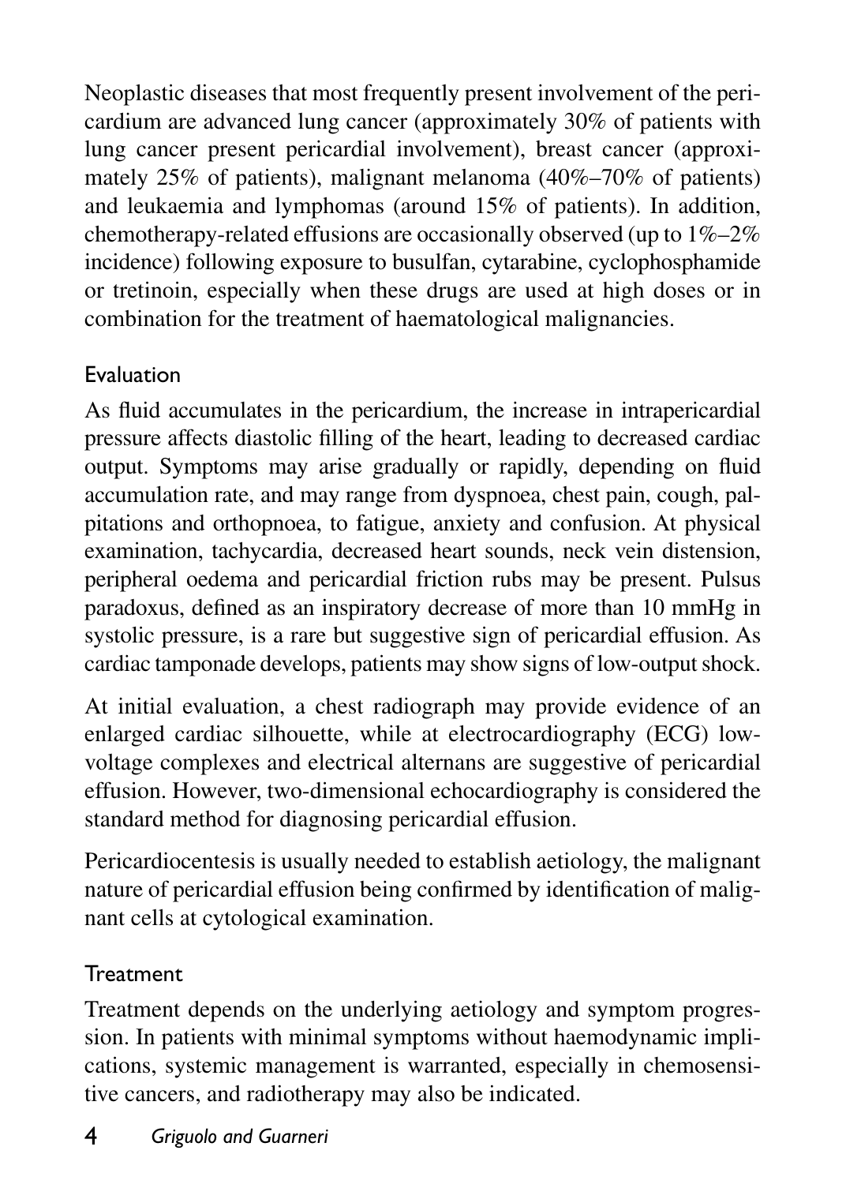Neoplastic diseases that most frequently present involvement of the pericardium are advanced lung cancer (approximately 30% of patients with lung cancer present pericardial involvement), breast cancer (approximately 25% of patients), malignant melanoma (40%–70% of patients) and leukaemia and lymphomas (around 15% of patients). In addition, chemotherapy-related effusions are occasionally observed (up to 1%–2% incidence) following exposure to busulfan, cytarabine, cyclophosphamide or tretinoin, especially when these drugs are used at high doses or in combination for the treatment of haematological malignancies.

### Evaluation

As fluid accumulates in the pericardium, the increase in intrapericardial pressure affects diastolic filling of the heart, leading to decreased cardiac output. Symptoms may arise gradually or rapidly, depending on fluid accumulation rate, and may range from dyspnoea, chest pain, cough, palpitations and orthopnoea, to fatigue, anxiety and confusion. At physical examination, tachycardia, decreased heart sounds, neck vein distension, peripheral oedema and pericardial friction rubs may be present. Pulsus paradoxus, defined as an inspiratory decrease of more than 10 mmHg in systolic pressure, is a rare but suggestive sign of pericardial effusion. As cardiac tamponade develops, patients may show signs of low-output shock.

At initial evaluation, a chest radiograph may provide evidence of an enlarged cardiac silhouette, while at electrocardiography (ECG) low-voltage complexes and electrical alternans are suggestive of pericardial effusion. However, two-dimensional echocardiography is considered the standard method for diagnosing pericardial effusion.

Pericardiocentesis is usually needed to establish aetiology, the malignant nature of pericardial effusion being confirmed by identification of malignant cells at cytological examination.

### Treatment

Treatment depends on the underlying aetiology and symptom progression. In patients with minimal symptoms without haemodynamic implications, systemic management is warranted, especially in chemosensitive cancers, and radiotherapy may also be indicated.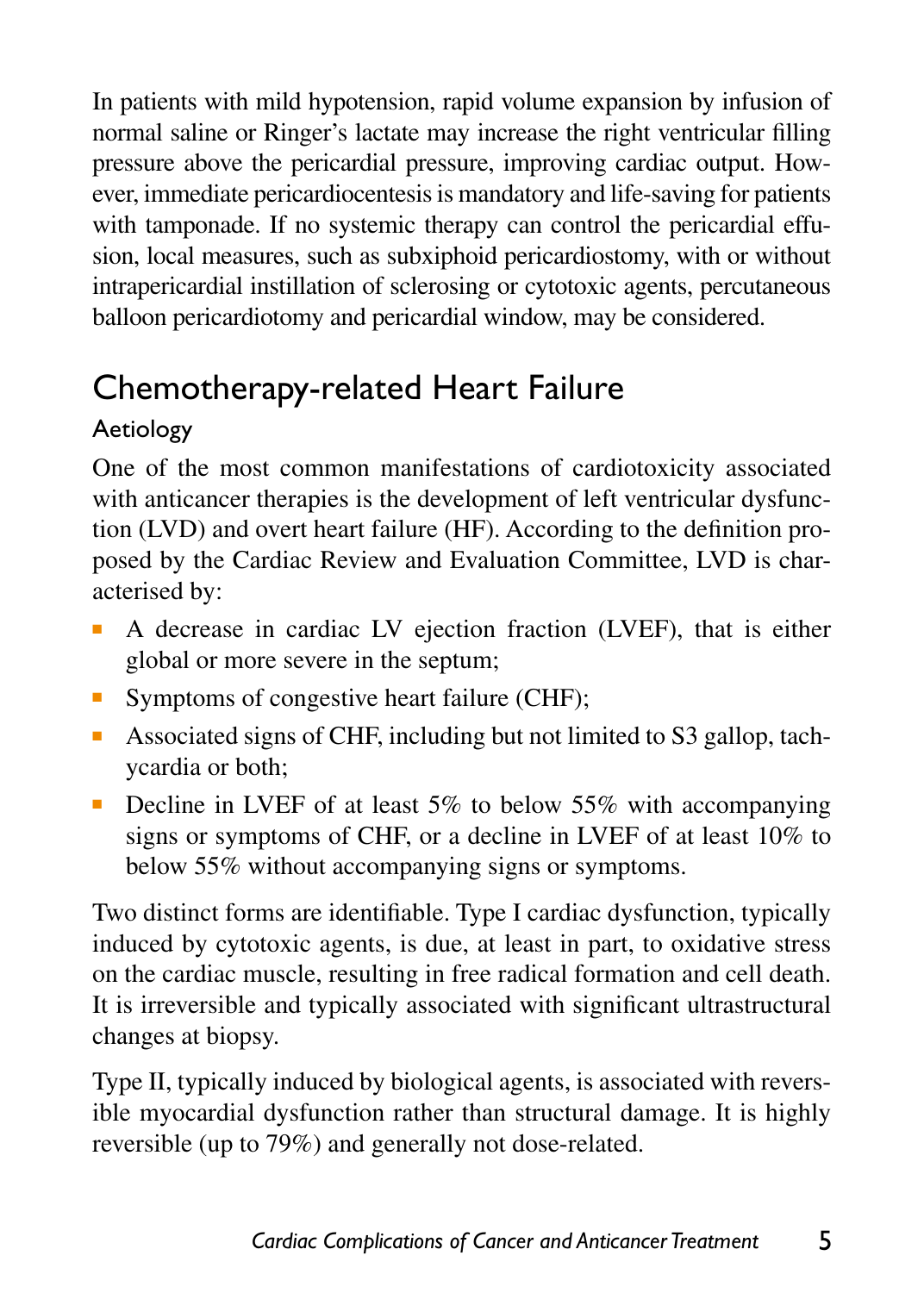In patients with mild hypotension, rapid volume expansion by infusion of normal saline or Ringer's lactate may increase the right ventricular filling pressure above the pericardial pressure, improving cardiac output. However, immediate pericardiocentesis is mandatory and life-saving for patients with tamponade. If no systemic therapy can control the pericardial effusion, local measures, such as subxiphoid pericardiostomy, with or without intrapericardial instillation of sclerosing or cytotoxic agents, percutaneous balloon pericardiotomy and pericardial window, may be considered.

## Chemotherapy-related Heart Failure

### Aetiology

One of the most common manifestations of cardiotoxicity associated with anticancer therapies is the development of left ventricular dysfunction (LVD) and overt heart failure (HF). According to the definition proposed by the Cardiac Review and Evaluation Committee, LVD is characterised by:

- A decrease in cardiac LV ejection fraction (LVEF), that is either global or more severe in the septum;
- Symptoms of congestive heart failure (CHF);
- Associated signs of CHF, including but not limited to S3 gallop, tachycardia or both;
- Decline in LVEF of at least 5% to below 55% with accompanying signs or symptoms of CHF, or a decline in LVEF of at least 10% to below 55% without accompanying signs or symptoms.

Two distinct forms are identifiable. Type I cardiac dysfunction, typically induced by cytotoxic agents, is due, at least in part, to oxidative stress on the cardiac muscle, resulting in free radical formation and cell death. It is irreversible and typically associated with significant ultrastructural changes at biopsy.

Type II, typically induced by biological agents, is associated with reversible myocardial dysfunction rather than structural damage. It is highly reversible (up to 79%) and generally not dose-related.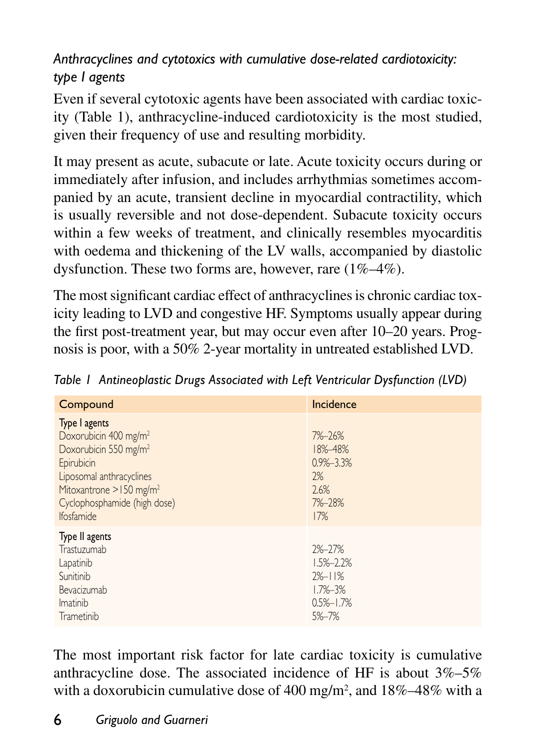### *Anthracyclines and cytotoxics with cumulative dose-related cardiotoxicity: type I agents*

Even if several cytotoxic agents have been associated with cardiac toxicity (Table 1), anthracycline-induced cardiotoxicity is the most studied, given their frequency of use and resulting morbidity.

It may present as acute, subacute or late. Acute toxicity occurs during or immediately after infusion, and includes arrhythmias sometimes accompanied by an acute, transient decline in myocardial contractility, which is usually reversible and not dose-dependent. Subacute toxicity occurs within a few weeks of treatment, and clinically resembles myocarditis with oedema and thickening of the LV walls, accompanied by diastolic dysfunction. These two forms are, however, rare (1%–4%).

The most significant cardiac effect of anthracyclines is chronic cardiac toxicity leading to LVD and congestive HF. Symptoms usually appear during the first post-treatment year, but may occur even after 10–20 years. Prognosis is poor, with a 50% 2-year mortality in untreated established LVD.

*Table 1 Antineoplastic Drugs Associated with Left Ventricular Dysfunction (LVD)*

| Compound | Incidence |
|---|---|
| **Type I agents** | |
| Doxorubicin 400 mg/m$^2$ | 7%–26% |
| Doxorubicin 550 mg/m$^2$ | 18%–48% |
| Epirubicin | 0.9%–3.3% |
| Liposomal anthracyclines | 2% |
| Mitoxantrone >150 mg/m$^2$ | 2.6% |
| Cyclophosphamide (high dose) | 7%–28% |
| Ifosfamide | 17% |
| **Type II agents** | |
| Trastuzumab | 2%–27% |
| Lapatinib | 1.5%–2.2% |
| Sunitinib | 2%–11% |
| Bevacizumab | 1.7%–3% |
| Imatinib | 0.5%–1.7% |
| Trametinib | 5%–7% |

The most important risk factor for late cardiac toxicity is cumulative anthracycline dose. The associated incidence of HF is about 3%–5% with a doxorubicin cumulative dose of 400 mg/m$^2$, and 18%–48% with a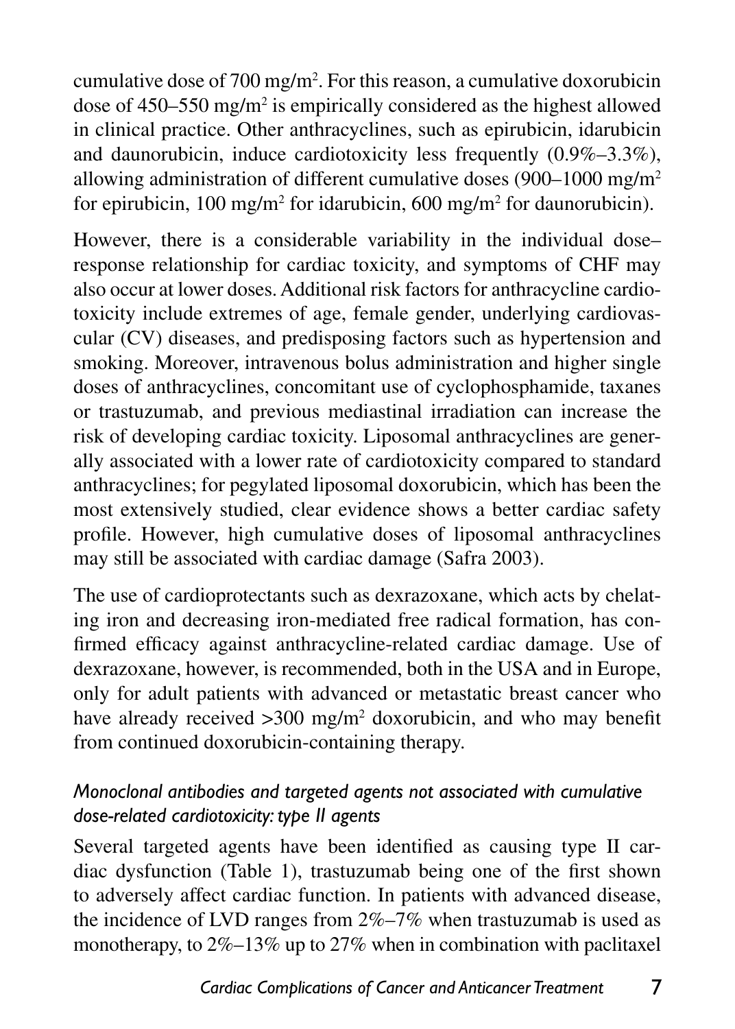cumulative dose of 700 mg/m$^2$. For this reason, a cumulative doxorubicin dose of 450–550 mg/m$^2$ is empirically considered as the highest allowed in clinical practice. Other anthracyclines, such as epirubicin, idarubicin and daunorubicin, induce cardiotoxicity less frequently (0.9%–3.3%), allowing administration of different cumulative doses (900–1000 mg/m$^2$ for epirubicin, 100 mg/m$^2$ for idarubicin, 600 mg/m$^2$ for daunorubicin).

However, there is a considerable variability in the individual dose–response relationship for cardiac toxicity, and symptoms of CHF may also occur at lower doses. Additional risk factors for anthracycline cardiotoxicity include extremes of age, female gender, underlying cardiovascular (CV) diseases, and predisposing factors such as hypertension and smoking. Moreover, intravenous bolus administration and higher single doses of anthracyclines, concomitant use of cyclophosphamide, taxanes or trastuzumab, and previous mediastinal irradiation can increase the risk of developing cardiac toxicity. Liposomal anthracyclines are generally associated with a lower rate of cardiotoxicity compared to standard anthracyclines; for pegylated liposomal doxorubicin, which has been the most extensively studied, clear evidence shows a better cardiac safety profile. However, high cumulative doses of liposomal anthracyclines may still be associated with cardiac damage (Safra 2003).

The use of cardioprotectants such as dexrazoxane, which acts by chelating iron and decreasing iron-mediated free radical formation, has confirmed efficacy against anthracycline-related cardiac damage. Use of dexrazoxane, however, is recommended, both in the USA and in Europe, only for adult patients with advanced or metastatic breast cancer who have already received >300 mg/m$^2$ doxorubicin, and who may benefit from continued doxorubicin-containing therapy.

### *Monoclonal antibodies and targeted agents not associated with cumulative dose-related cardiotoxicity: type II agents*

Several targeted agents have been identified as causing type II cardiac dysfunction (Table 1), trastuzumab being one of the first shown to adversely affect cardiac function. In patients with advanced disease, the incidence of LVD ranges from 2%–7% when trastuzumab is used as monotherapy, to 2%–13% up to 27% when in combination with paclitaxel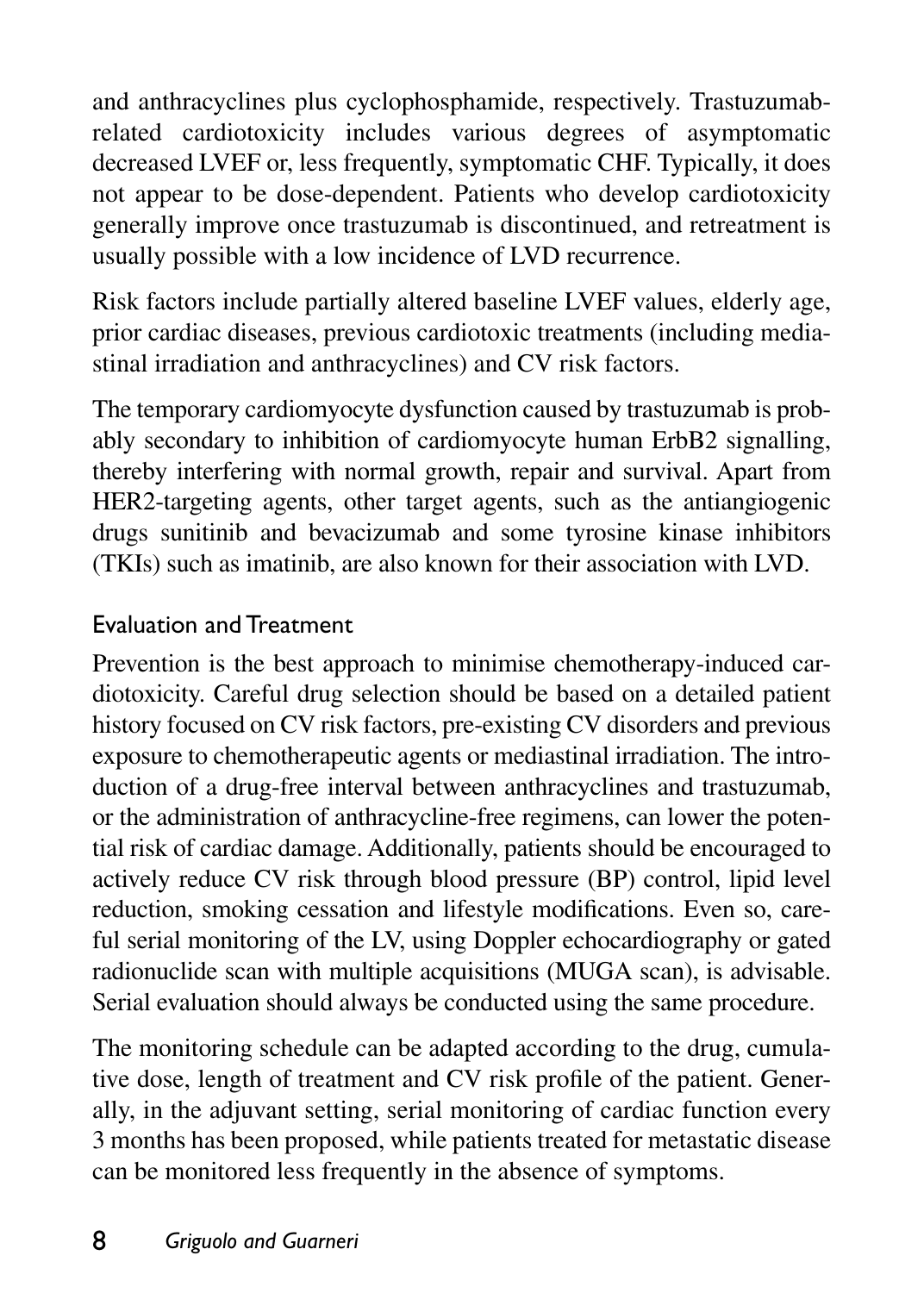and anthracyclines plus cyclophosphamide, respectively. Trastuzumab-related cardiotoxicity includes various degrees of asymptomatic decreased LVEF or, less frequently, symptomatic CHF. Typically, it does not appear to be dose-dependent. Patients who develop cardiotoxicity generally improve once trastuzumab is discontinued, and retreatment is usually possible with a low incidence of LVD recurrence.

Risk factors include partially altered baseline LVEF values, elderly age, prior cardiac diseases, previous cardiotoxic treatments (including mediastinal irradiation and anthracyclines) and CV risk factors.

The temporary cardiomyocyte dysfunction caused by trastuzumab is probably secondary to inhibition of cardiomyocyte human ErbB2 signalling, thereby interfering with normal growth, repair and survival. Apart from HER2-targeting agents, other target agents, such as the antiangiogenic drugs sunitinib and bevacizumab and some tyrosine kinase inhibitors (TKIs) such as imatinib, are also known for their association with LVD.

## Evaluation and Treatment

Prevention is the best approach to minimise chemotherapy-induced cardiotoxicity. Careful drug selection should be based on a detailed patient history focused on CV risk factors, pre-existing CV disorders and previous exposure to chemotherapeutic agents or mediastinal irradiation. The introduction of a drug-free interval between anthracyclines and trastuzumab, or the administration of anthracycline-free regimens, can lower the potential risk of cardiac damage. Additionally, patients should be encouraged to actively reduce CV risk through blood pressure (BP) control, lipid level reduction, smoking cessation and lifestyle modifications. Even so, careful serial monitoring of the LV, using Doppler echocardiography or gated radionuclide scan with multiple acquisitions (MUGA scan), is advisable. Serial evaluation should always be conducted using the same procedure.

The monitoring schedule can be adapted according to the drug, cumulative dose, length of treatment and CV risk profile of the patient. Generally, in the adjuvant setting, serial monitoring of cardiac function every 3 months has been proposed, while patients treated for metastatic disease can be monitored less frequently in the absence of symptoms.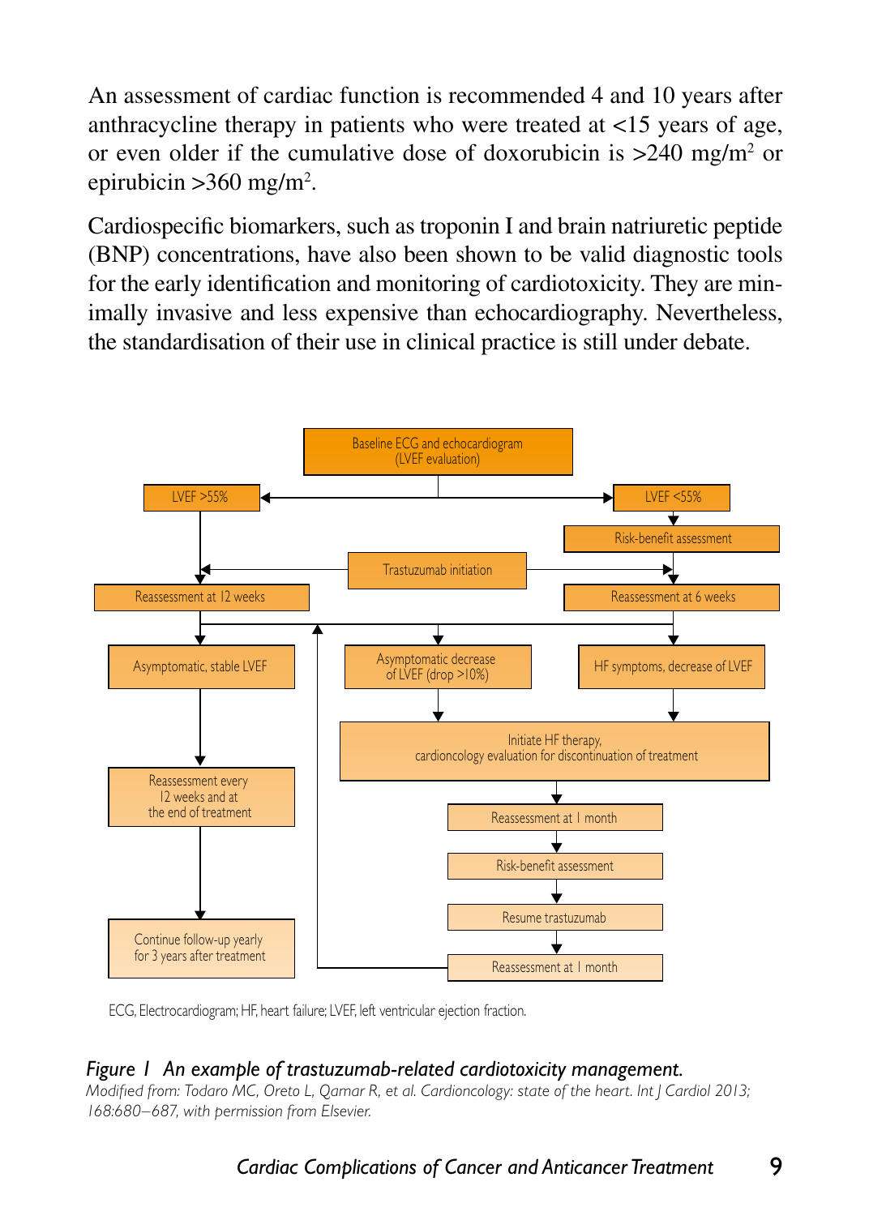An assessment of cardiac function is recommended 4 and 10 years after anthracycline therapy in patients who were treated at <15 years of age, or even older if the cumulative dose of doxorubicin is >240 mg/m$^2$ or epirubicin >360 mg/m$^2$.

Cardiospecific biomarkers, such as troponin I and brain natriuretic peptide (BNP) concentrations, have also been shown to be valid diagnostic tools for the early identification and monitoring of cardiotoxicity. They are minimally invasive and less expensive than echocardiography. Nevertheless, the standardisation of their use in clinical practice is still under debate.

Baseline ECG and echocardiogram (LVEF evaluation)

LVEF >55%

LVEF <55%

Risk-benefit assessment

Trastuzumab initiation

Reassessment at 12 weeks

Reassessment at 6 weeks

Asymptomatic, stable LVEF

Asymptomatic decrease of LVEF (drop >10%)

HF symptoms, decrease of LVEF

Initiate HF therapy, cardioncology evaluation for discontinuation of treatment

Reassessment every 12 weeks and at the end of treatment

Reassessment at 1 month

Risk-benefit assessment

Resume trastuzumab

Continue follow-up yearly for 3 years after treatment

Reassessment at 1 month

ECG, Electrocardiogram; HF, heart failure; LVEF, left ventricular ejection fraction.

*Figure 1 An example of trastuzumab-related cardiotoxicity management.*
*Modified from: Todaro MC, Oreto L, Qamar R, et al. Cardioncology: state of the heart. Int J Cardiol 2013; 168:680–687, with permission from Elsevier.*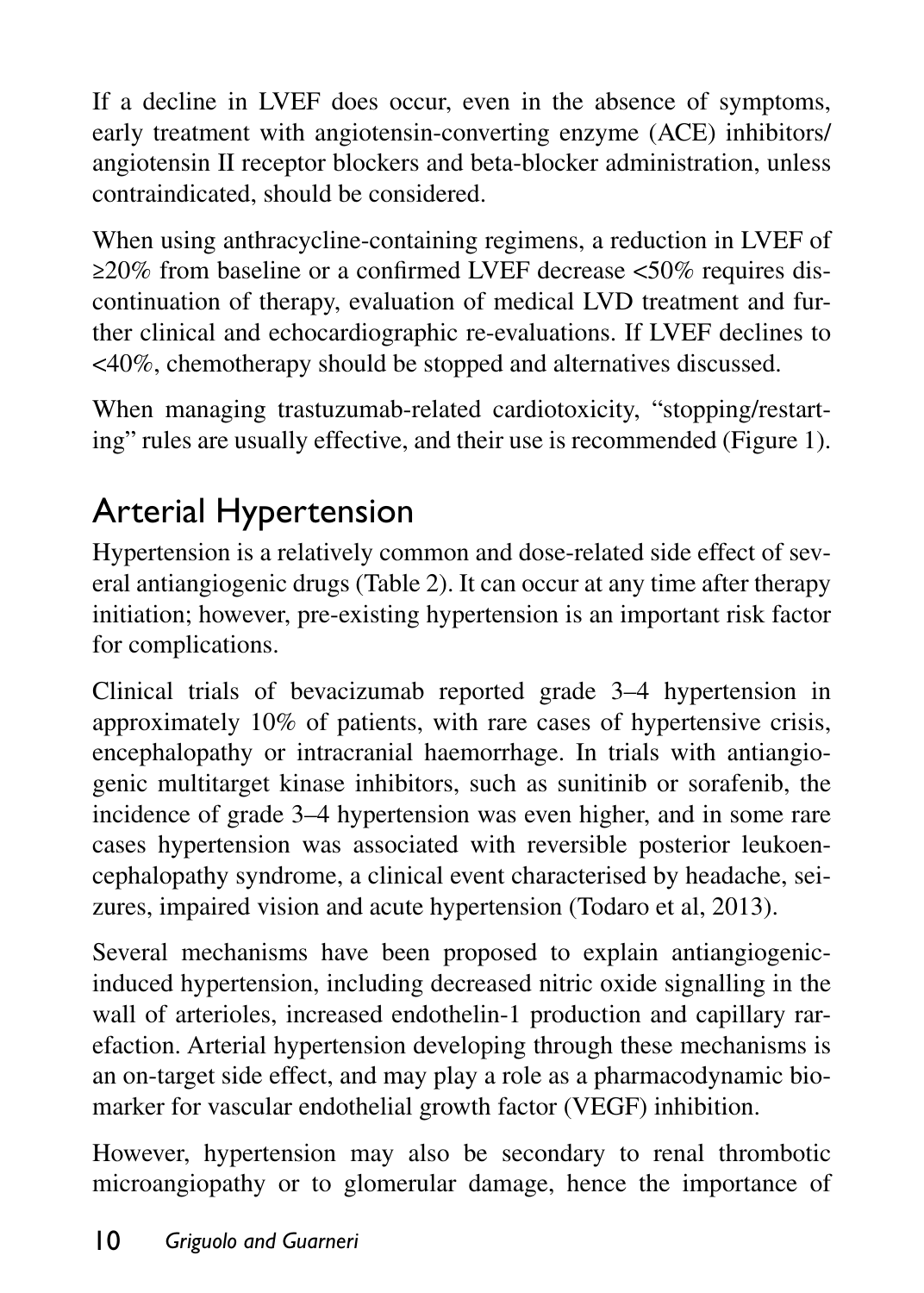If a decline in LVEF does occur, even in the absence of symptoms, early treatment with angiotensin-converting enzyme (ACE) inhibitors/ angiotensin II receptor blockers and beta-blocker administration, unless contraindicated, should be considered.

When using anthracycline-containing regimens, a reduction in LVEF of ≥20% from baseline or a confirmed LVEF decrease <50% requires discontinuation of therapy, evaluation of medical LVD treatment and further clinical and echocardiographic re-evaluations. If LVEF declines to <40%, chemotherapy should be stopped and alternatives discussed.

When managing trastuzumab-related cardiotoxicity, "stopping/restarting" rules are usually effective, and their use is recommended (Figure 1).

## Arterial Hypertension

Hypertension is a relatively common and dose-related side effect of several antiangiogenic drugs (Table 2). It can occur at any time after therapy initiation; however, pre-existing hypertension is an important risk factor for complications.

Clinical trials of bevacizumab reported grade 3–4 hypertension in approximately 10% of patients, with rare cases of hypertensive crisis, encephalopathy or intracranial haemorrhage. In trials with antiangiogenic multitarget kinase inhibitors, such as sunitinib or sorafenib, the incidence of grade 3–4 hypertension was even higher, and in some rare cases hypertension was associated with reversible posterior leukoencephalopathy syndrome, a clinical event characterised by headache, seizures, impaired vision and acute hypertension (Todaro et al, 2013).

Several mechanisms have been proposed to explain antiangiogenic-induced hypertension, including decreased nitric oxide signalling in the wall of arterioles, increased endothelin-1 production and capillary rarefaction. Arterial hypertension developing through these mechanisms is an on-target side effect, and may play a role as a pharmacodynamic biomarker for vascular endothelial growth factor (VEGF) inhibition.

However, hypertension may also be secondary to renal thrombotic microangiopathy or to glomerular damage, hence the importance of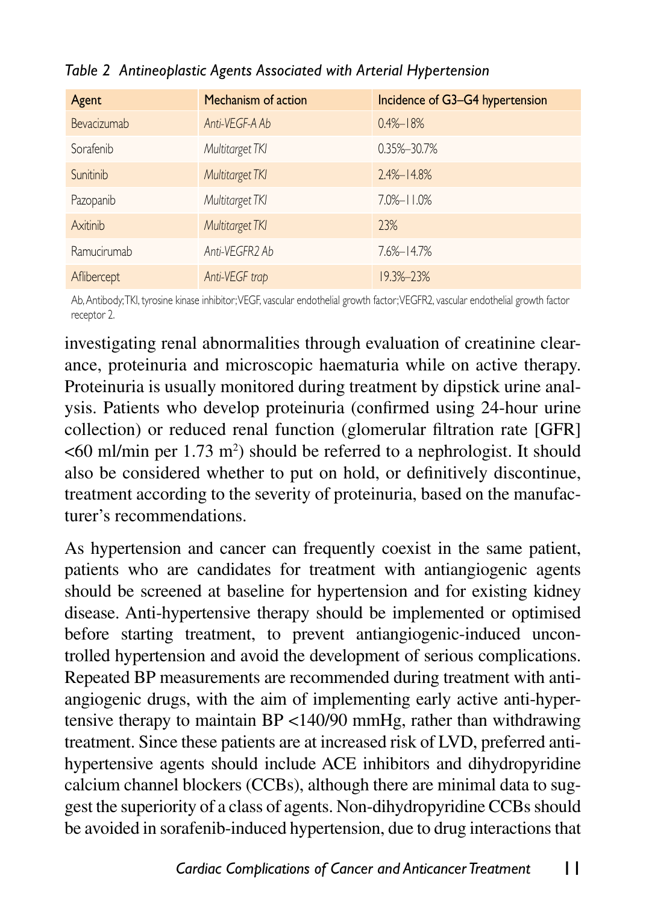*Table 2 Antineoplastic Agents Associated with Arterial Hypertension*

| Agent | Mechanism of action | Incidence of G3–G4 hypertension |
|---|---|---|
| Bevacizumab | *Anti-VEGF-A Ab* | 0.4%–18% |
| Sorafenib | *Multitarget TKI* | 0.35%–30.7% |
| Sunitinib | *Multitarget TKI* | 2.4%–14.8% |
| Pazopanib | *Multitarget TKI* | 7.0%–11.0% |
| Axitinib | *Multitarget TKI* | 23% |
| Ramucirumab | *Anti-VEGFR2 Ab* | 7.6%–14.7% |
| Aflibercept | *Anti-VEGF trap* | 19.3%–23% |

Ab, Antibody; TKI, tyrosine kinase inhibitor; VEGF, vascular endothelial growth factor; VEGFR2, vascular endothelial growth factor receptor 2.

investigating renal abnormalities through evaluation of creatinine clearance, proteinuria and microscopic haematuria while on active therapy. Proteinuria is usually monitored during treatment by dipstick urine analysis. Patients who develop proteinuria (confirmed using 24-hour urine collection) or reduced renal function (glomerular filtration rate [GFR] <60 ml/min per 1.73 $m^2$) should be referred to a nephrologist. It should also be considered whether to put on hold, or definitively discontinue, treatment according to the severity of proteinuria, based on the manufacturer's recommendations.

As hypertension and cancer can frequently coexist in the same patient, patients who are candidates for treatment with antiangiogenic agents should be screened at baseline for hypertension and for existing kidney disease. Anti-hypertensive therapy should be implemented or optimised before starting treatment, to prevent antiangiogenic-induced uncontrolled hypertension and avoid the development of serious complications. Repeated BP measurements are recommended during treatment with antiangiogenic drugs, with the aim of implementing early active anti-hypertensive therapy to maintain BP <140/90 mmHg, rather than withdrawing treatment. Since these patients are at increased risk of LVD, preferred anti-hypertensive agents should include ACE inhibitors and dihydropyridine calcium channel blockers (CCBs), although there are minimal data to suggest the superiority of a class of agents. Non-dihydropyridine CCBs should be avoided in sorafenib-induced hypertension, due to drug interactions that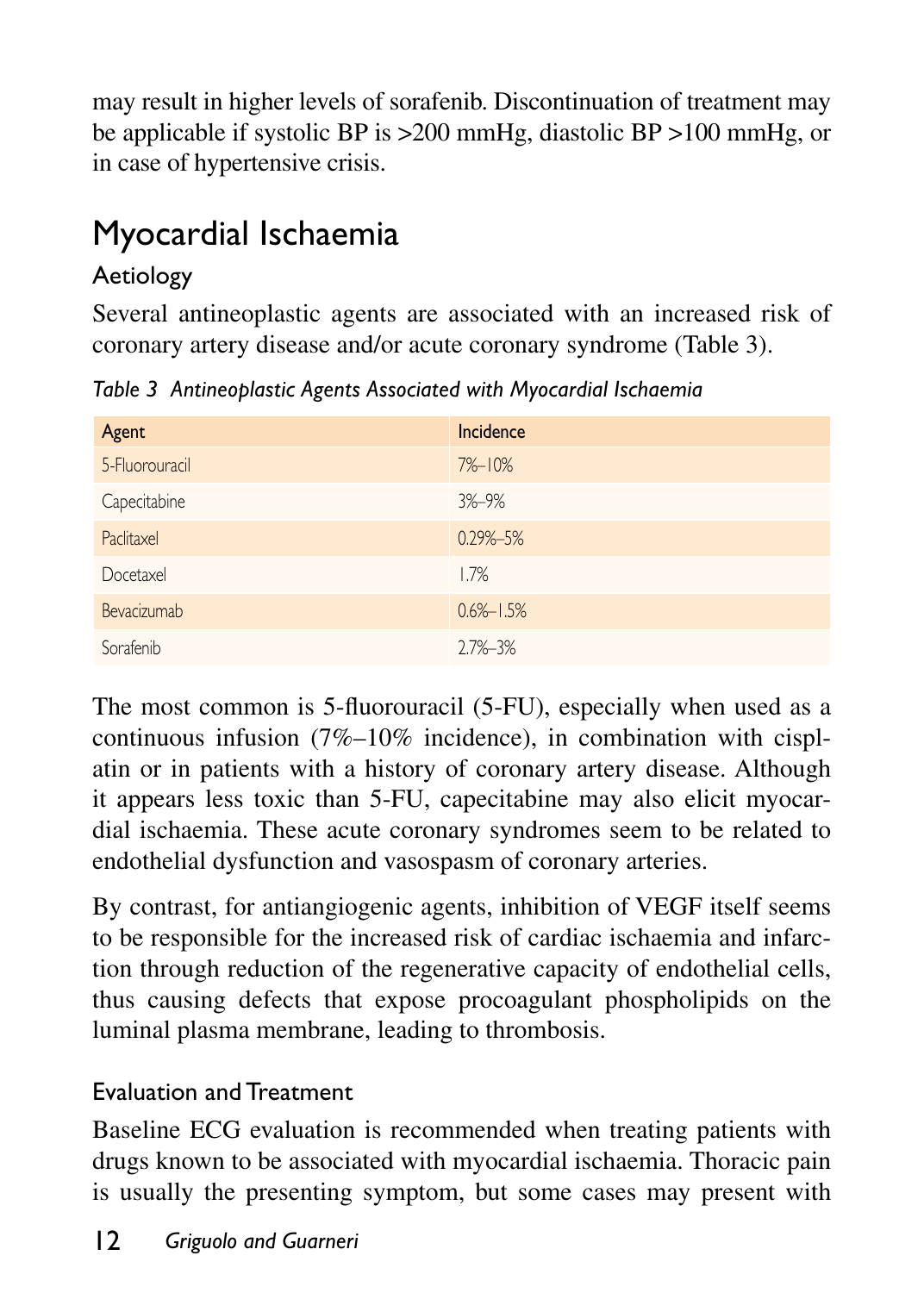may result in higher levels of sorafenib. Discontinuation of treatment may be applicable if systolic BP is >200 mmHg, diastolic BP >100 mmHg, or in case of hypertensive crisis.

## Myocardial Ischaemia

### Aetiology

Several antineoplastic agents are associated with an increased risk of coronary artery disease and/or acute coronary syndrome (Table 3).

*Table 3 Antineoplastic Agents Associated with Myocardial Ischaemia*

| Agent | Incidence |
|---|---|
| 5-Fluorouracil | 7%–10% |
| Capecitabine | 3%–9% |
| Paclitaxel | 0.29%–5% |
| Docetaxel | 1.7% |
| Bevacizumab | 0.6%–1.5% |
| Sorafenib | 2.7%–3% |

The most common is 5-fluorouracil (5-FU), especially when used as a continuous infusion (7%–10% incidence), in combination with cisplatin or in patients with a history of coronary artery disease. Although it appears less toxic than 5-FU, capecitabine may also elicit myocardial ischaemia. These acute coronary syndromes seem to be related to endothelial dysfunction and vasospasm of coronary arteries.

By contrast, for antiangiogenic agents, inhibition of VEGF itself seems to be responsible for the increased risk of cardiac ischaemia and infarction through reduction of the regenerative capacity of endothelial cells, thus causing defects that expose procoagulant phospholipids on the luminal plasma membrane, leading to thrombosis.

### Evaluation and Treatment

Baseline ECG evaluation is recommended when treating patients with drugs known to be associated with myocardial ischaemia. Thoracic pain is usually the presenting symptom, but some cases may present with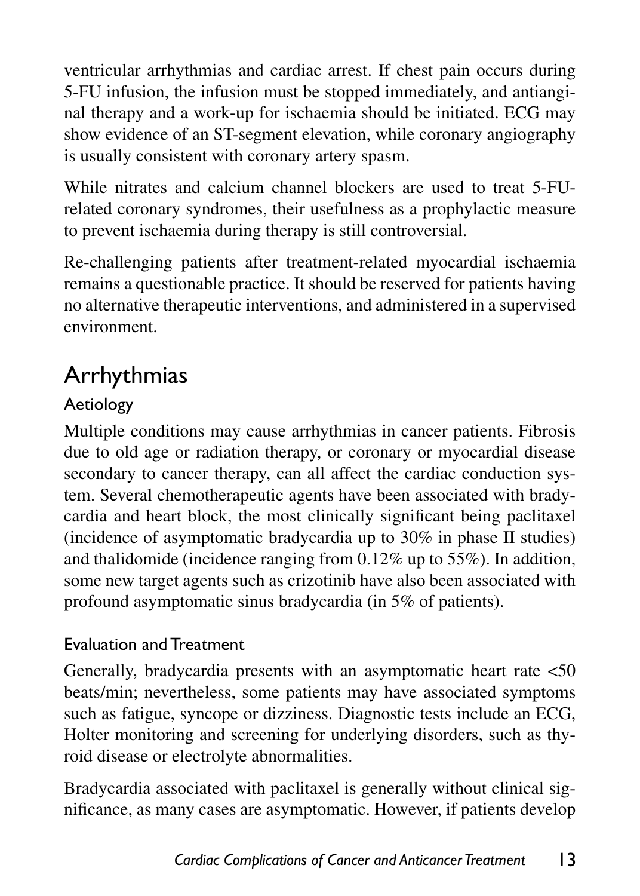ventricular arrhythmias and cardiac arrest. If chest pain occurs during 5-FU infusion, the infusion must be stopped immediately, and antianginal therapy and a work-up for ischaemia should be initiated. ECG may show evidence of an ST-segment elevation, while coronary angiography is usually consistent with coronary artery spasm.

While nitrates and calcium channel blockers are used to treat 5-FU-related coronary syndromes, their usefulness as a prophylactic measure to prevent ischaemia during therapy is still controversial.

Re-challenging patients after treatment-related myocardial ischaemia remains a questionable practice. It should be reserved for patients having no alternative therapeutic interventions, and administered in a supervised environment.

## Arrhythmias

### Aetiology

Multiple conditions may cause arrhythmias in cancer patients. Fibrosis due to old age or radiation therapy, or coronary or myocardial disease secondary to cancer therapy, can all affect the cardiac conduction system. Several chemotherapeutic agents have been associated with bradycardia and heart block, the most clinically significant being paclitaxel (incidence of asymptomatic bradycardia up to 30% in phase II studies) and thalidomide (incidence ranging from 0.12% up to 55%). In addition, some new target agents such as crizotinib have also been associated with profound asymptomatic sinus bradycardia (in 5% of patients).

### Evaluation and Treatment

Generally, bradycardia presents with an asymptomatic heart rate <50 beats/min; nevertheless, some patients may have associated symptoms such as fatigue, syncope or dizziness. Diagnostic tests include an ECG, Holter monitoring and screening for underlying disorders, such as thyroid disease or electrolyte abnormalities.

Bradycardia associated with paclitaxel is generally without clinical significance, as many cases are asymptomatic. However, if patients develop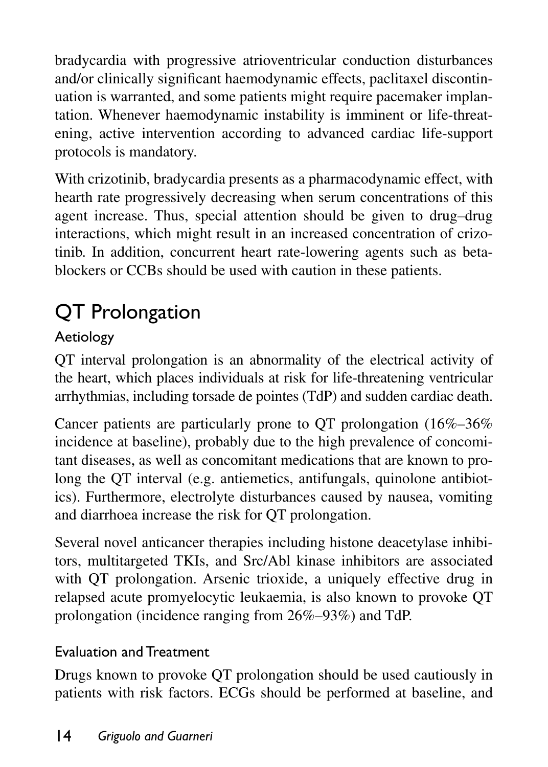bradycardia with progressive atrioventricular conduction disturbances and/or clinically significant haemodynamic effects, paclitaxel discontinuation is warranted, and some patients might require pacemaker implantation. Whenever haemodynamic instability is imminent or life-threatening, active intervention according to advanced cardiac life-support protocols is mandatory.

With crizotinib, bradycardia presents as a pharmacodynamic effect, with hearth rate progressively decreasing when serum concentrations of this agent increase. Thus, special attention should be given to drug–drug interactions, which might result in an increased concentration of crizotinib. In addition, concurrent heart rate-lowering agents such as beta-blockers or CCBs should be used with caution in these patients.

## QT Prolongation

### Aetiology

QT interval prolongation is an abnormality of the electrical activity of the heart, which places individuals at risk for life-threatening ventricular arrhythmias, including torsade de pointes (TdP) and sudden cardiac death.

Cancer patients are particularly prone to QT prolongation (16%–36% incidence at baseline), probably due to the high prevalence of concomitant diseases, as well as concomitant medications that are known to prolong the QT interval (e.g. antiemetics, antifungals, quinolone antibiotics). Furthermore, electrolyte disturbances caused by nausea, vomiting and diarrhoea increase the risk for QT prolongation.

Several novel anticancer therapies including histone deacetylase inhibitors, multitargeted TKIs, and Src/Abl kinase inhibitors are associated with QT prolongation. Arsenic trioxide, a uniquely effective drug in relapsed acute promyelocytic leukaemia, is also known to provoke QT prolongation (incidence ranging from 26%–93%) and TdP.

### Evaluation and Treatment

Drugs known to provoke QT prolongation should be used cautiously in patients with risk factors. ECGs should be performed at baseline, and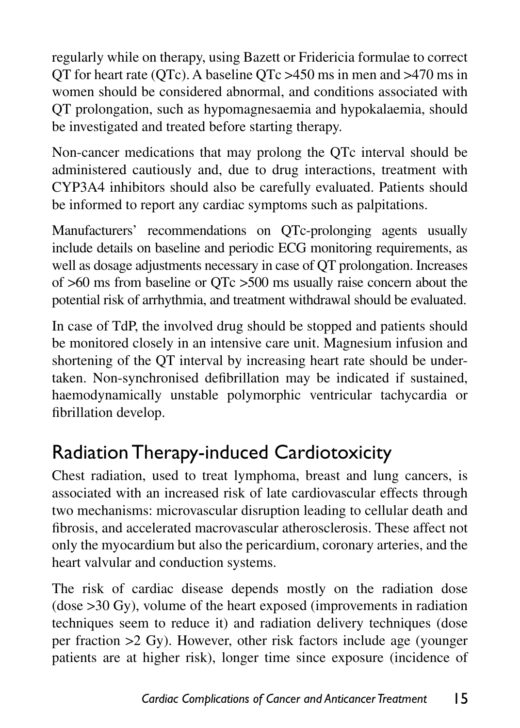regularly while on therapy, using Bazett or Fridericia formulae to correct QT for heart rate (QTc). A baseline QTc >450 ms in men and >470 ms in women should be considered abnormal, and conditions associated with QT prolongation, such as hypomagnesaemia and hypokalaemia, should be investigated and treated before starting therapy.

Non-cancer medications that may prolong the QTc interval should be administered cautiously and, due to drug interactions, treatment with CYP3A4 inhibitors should also be carefully evaluated. Patients should be informed to report any cardiac symptoms such as palpitations.

Manufacturers' recommendations on QTc-prolonging agents usually include details on baseline and periodic ECG monitoring requirements, as well as dosage adjustments necessary in case of QT prolongation. Increases of >60 ms from baseline or QTc >500 ms usually raise concern about the potential risk of arrhythmia, and treatment withdrawal should be evaluated.

In case of TdP, the involved drug should be stopped and patients should be monitored closely in an intensive care unit. Magnesium infusion and shortening of the QT interval by increasing heart rate should be undertaken. Non-synchronised defibrillation may be indicated if sustained, haemodynamically unstable polymorphic ventricular tachycardia or fibrillation develop.

## Radiation Therapy-induced Cardiotoxicity

Chest radiation, used to treat lymphoma, breast and lung cancers, is associated with an increased risk of late cardiovascular effects through two mechanisms: microvascular disruption leading to cellular death and fibrosis, and accelerated macrovascular atherosclerosis. These affect not only the myocardium but also the pericardium, coronary arteries, and the heart valvular and conduction systems.

The risk of cardiac disease depends mostly on the radiation dose (dose >30 Gy), volume of the heart exposed (improvements in radiation techniques seem to reduce it) and radiation delivery techniques (dose per fraction >2 Gy). However, other risk factors include age (younger patients are at higher risk), longer time since exposure (incidence of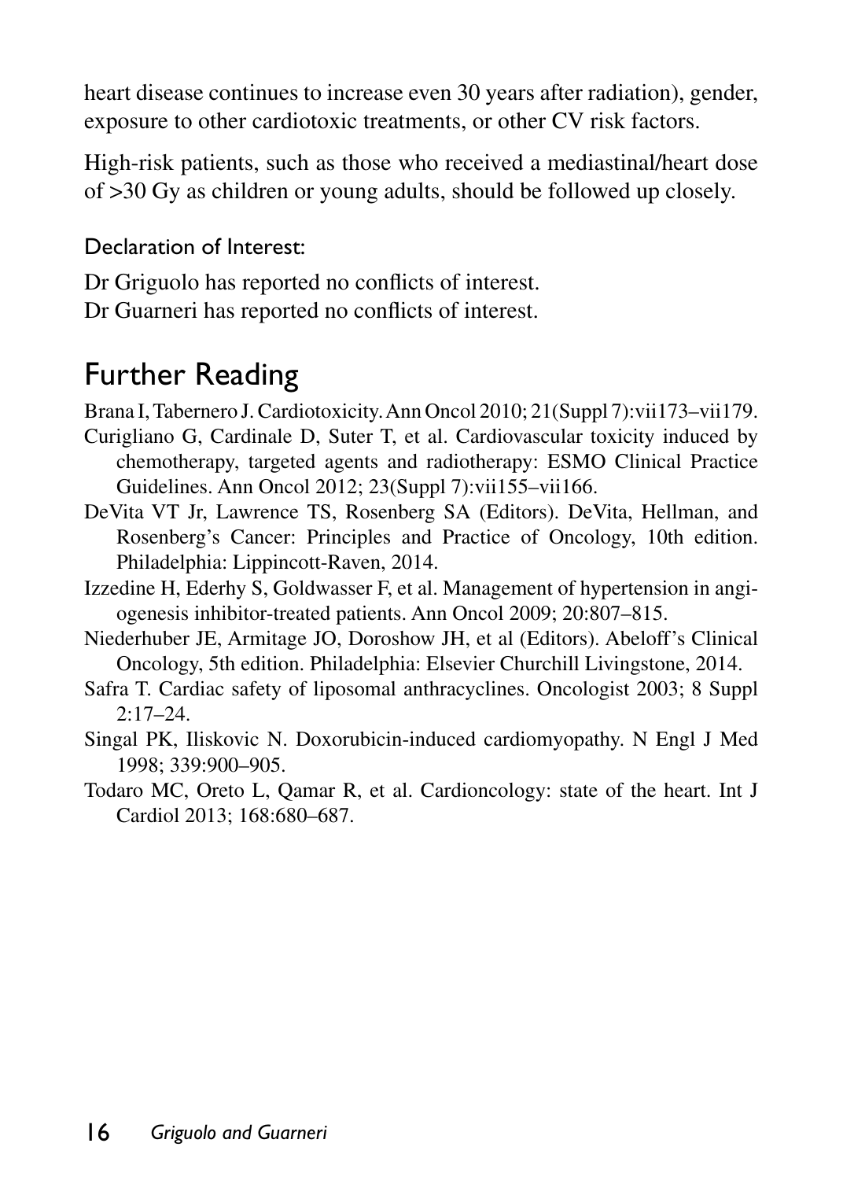heart disease continues to increase even 30 years after radiation), gender, exposure to other cardiotoxic treatments, or other CV risk factors.

High-risk patients, such as those who received a mediastinal/heart dose of >30 Gy as children or young adults, should be followed up closely.

Declaration of Interest:

Dr Griguolo has reported no conflicts of interest.
Dr Guarneri has reported no conflicts of interest.

## Further Reading

Brana I, Tabernero J. Cardiotoxicity. Ann Oncol 2010; 21(Suppl 7):vii173–vii179.

Curigliano G, Cardinale D, Suter T, et al. Cardiovascular toxicity induced by chemotherapy, targeted agents and radiotherapy: ESMO Clinical Practice Guidelines. Ann Oncol 2012; 23(Suppl 7):vii155–vii166.

DeVita VT Jr, Lawrence TS, Rosenberg SA (Editors). DeVita, Hellman, and Rosenberg's Cancer: Principles and Practice of Oncology, 10th edition. Philadelphia: Lippincott-Raven, 2014.

Izzedine H, Ederhy S, Goldwasser F, et al. Management of hypertension in angiogenesis inhibitor-treated patients. Ann Oncol 2009; 20:807–815.

Niederhuber JE, Armitage JO, Doroshow JH, et al (Editors). Abeloff's Clinical Oncology, 5th edition. Philadelphia: Elsevier Churchill Livingstone, 2014.

Safra T. Cardiac safety of liposomal anthracyclines. Oncologist 2003; 8 Suppl 2:17–24.

Singal PK, Iliskovic N. Doxorubicin-induced cardiomyopathy. N Engl J Med 1998; 339:900–905.

Todaro MC, Oreto L, Qamar R, et al. Cardioncology: state of the heart. Int J Cardiol 2013; 168:680–687.